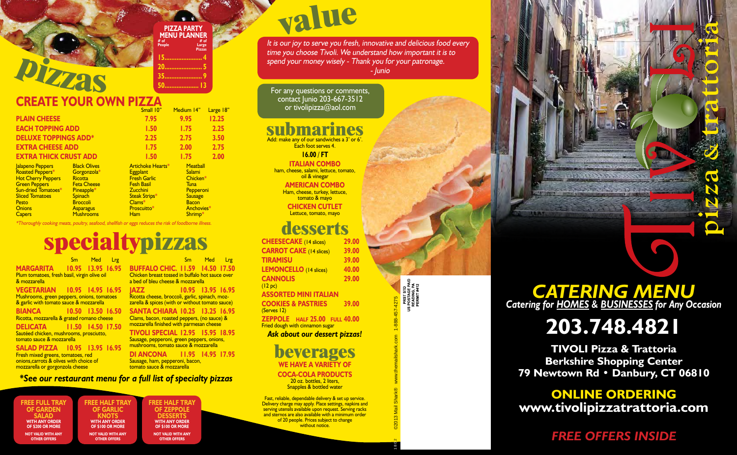# pizzas

### PIZZA PARTY MENU PLANNER

| # of People | # of Large Pizzas |
|---|---|
| 15 | 4 |
| 20 | 5 |
| 35 | 9 |
| 50 | 13 |

## CREATE YOUR OWN PIZZA

| | Small 10" | Medium 14" | Large 18" |
|---|---|---|---|
| **PLAIN CHEESE** | 7.95 | 9.95 | 12.25 |
| **EACH TOPPING ADD** | 1.50 | 1.75 | 2.25 |
| **DELUXE TOPPINGS ADD*** | 2.25 | 2.75 | 3.50 |
| **EXTRA CHEESE ADD** | 1.75 | 2.00 | 2.75 |
| **EXTRA THICK CRUST ADD** | 1.50 | 1.75 | 2.00 |

| | | | |
|---|---|---|---|
| Jalapeno Peppers | Black Olives | Artichoke Hearts* | Meatball |
| Roasted Peppers* | Gorgonzola* | Eggplant | Salami |
| Hot Cherry Peppers | Ricotta | Fresh Garlic | Chicken* |
| Green Peppers | Feta Cheese | Fesh Basil | Tuna |
| Sun-dried Tomatoes* | Pineapple* | Zucchini | Pepperoni |
| Sliced Tomatoes | Spinach | Steak Strips* | Sausage |
| Pesto | Broccoli | Clams* | Bacon |
| Onions | Asparagus | Proscuitto* | Anchovies* |
| Capers | Mushrooms | Ham | Shrimp* |

*\*Thoroughly cooking meats, poultry, seafood, shellfish or eggs reduces the risk of foodborne illness.*

# specialtypizzas

| | Sm | Med | Lrg |
|---|---|---|---|
| **MARGARITA** – Plum tomatoes, fresh basil, virgin olive oil & mozzarella | 10.95 | 13.95 | 16.95 |
| **VEGETARIAN** – Mushrooms, green peppers, onions, tomatoes & garlic with tomato sauce & mozzarella | 10.95 | 14.95 | 16.95 |
| **BIANCA** – Ricotta, mozzarella & grated romano cheese | 10.50 | 13.50 | 16.50 |
| **DELICATA** – Sautéed chicken, mushrooms, prosciutto, tomato sauce & mozzarella | 11.50 | 14.50 | 17.50 |
| **SALAD PIZZA** – Fresh mixed greens, tomatoes, red onions,carrots & olives with choice of mozzarella or gorgonzola cheese | 10.95 | 13.95 | 16.95 |
| **BUFFALO CHIC.** – Chicken breast tossed in buffalo hot sauce over a bed of bleu cheese & mozzarella | 11.59 | 14.50 | 17.50 |
| **JAZZ** – Ricotta cheese, broccoli, garlic, spinach, mozzarella & spices (with or without tomato sauce) | 10.95 | 13.95 | 16.95 |
| **SANTA CHIARA** – Clams, bacon, roasted peppers, (no sauce) & mozzarella finished with parmesan cheese | 10.25 | 13.25 | 16.95 |
| **TIVOLI SPECIAL** – Sausage, pepperoni, green peppers, onions, mushrooms, tomato sauce & mozzarella | 12.95 | 15.95 | 18.95 |
| **DI ANCONA** – Sausage, ham, pepperoni, bacon, tomato sauce & mozzarella | 11.95 | 14.95 | 17.95 |

***See our restaurant menu for a full list of specialty pizzas***

**FREE FULL TRAY OF GARDEN SALAD** WITH ANY ORDER OF $200 OR MORE – NOT VALID WITH ANY OTHER OFFERS

**FREE HALF TRAY OF GARLIC KNOTS** WITH ANY ORDER OF $100 OR MORE – NOT VALID WITH ANY OTHER OFFERS

**FREE HALF TRAY OF ZEPPOLE DESSERTS** WITH ANY ORDER OF $100 OR MORE – NOT VALID WITH ANY OTHER OFFERS

# value

*It is our joy to serve you fresh, innovative and delicious food every time you choose Tivoli. We understand how important it is to spend your money wisely - Thank you for your patronage.*
*- Junio*

For any questions or comments, contact Junio 203-667-3512 or tivolipizza@aol.com

# submarines

Add: make any of our sandwiches a 3' or 6'. Each foot serves 4.

**16.00 / FT**

**ITALIAN COMBO**
ham, cheese, salami, lettuce, tomato, oil & vinegar

**AMERICAN COMBO**
Ham, cheese, turkey, lettuce, tomato & mayo

**CHICKEN CUTLET**
Lettuce, tomato, mayo

# desserts

| | |
|---|---|
| **CHEESECAKE** (14 slices) | 29.00 |
| **CARROT CAKE** (14 slices) | 39.00 |
| **TIRAMISU** | 39.00 |
| **LEMONCELLO** (14 slices) | 40.00 |
| **CANNOLIS** (12 pc) | 29.00 |
| **ASSORTED MINI ITALIAN COOKIES & PASTRIES** (Serves 12) | 39.00 |
| **ZEPPOLE** Fried dough with cinnamon sugar | HALF 25.00 FULL 40.00 |

***Ask about our dessert pizzas!***

# beverages

**WE HAVE A VARIETY OF COCA-COLA PRODUCTS**
20 oz. bottles, 2 liters, Snapples & bottled water

Fast, reliable, dependable delivery & set up service. Delivery charge may apply. Place settings, napkins and serving utensils available upon request. Serving racks and sternos are also available with a minimum order of 20 people. Prices subject to change without notice.

PRST STD US POSTAGE PAID READING, PA PERMIT #412

©2013 Mail Shark® www.themailshark.com 1-888-457-4275

# Tivoli pizza & trattoria

## *CATERING MENU*

*Catering for HOMES & BUSINESSES for Any Occasion*

# 203.748.4821

**TIVOLI Pizza & Trattoria**
**Berkshire Shopping Center**
**79 Newtown Rd • Danbury, CT 06810**

**ONLINE ORDERING**
**www.tivolipizzatrattoria.com**

***FREE OFFERS INSIDE***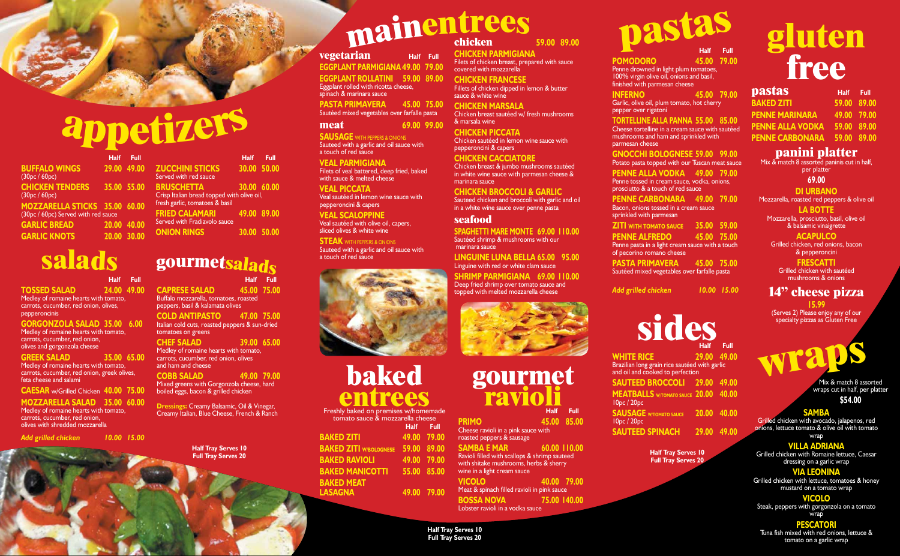# appetizers

| | Half | Full |
|---|---|---|
| **BUFFALO WINGS** (30pc / 60pc) | 29.00 | 49.00 |
| **CHICKEN TENDERS** (30pc / 60pc) | 35.00 | 55.00 |
| **MOZZARELLA STICKS** (30pc / 60pc) Served with red sauce | 35.00 | 60.00 |
| **GARLIC BREAD** | 20.00 | 40.00 |
| **GARLIC KNOTS** | 20.00 | 30.00 |
| **ZUCCHINI STICKS** Served with red sauce | 30.00 | 50.00 |
| **BRUSCHETTA** Crisp Italian bread topped with olive oil, fresh garlic, tomatoes & basil | 30.00 | 60.00 |
| **FRIED CALAMARI** Served with Fradiavolo sauce | 49.00 | 89.00 |
| **ONION RINGS** | 30.00 | 50.00 |

# salads

| | Half | Full |
|---|---|---|
| **TOSSED SALAD** Medley of romaine hearts with tomato, carrots, cucumber, red onion, olives, pepperoncinis | 24.00 | 49.00 |
| **GORGONZOLA SALAD** Medley of romaine hearts with tomato, carrots, cucumber, red onion, olives and gorgonzola cheese | 35.00 | 6.00 |
| **GREEK SALAD** Medley of romaine hearts with tomato, carrots, cucumber, red onion, greek olives, feta cheese and salami | 35.00 | 65.00 |
| **CAESAR** w/Grilled Chicken | 40.00 | 75.00 |
| **MOZZARELLA SALAD** Medley of romaine hearts with tomato, carrots, cucumber, red onion, olives with shredded mozzarella | 35.00 | 60.00 |
| *Add grilled chicken* | *10.00* | *15.00* |

# gourmet salads

| | Half | Full |
|---|---|---|
| **CAPRESE SALAD** Buffalo mozzarella, tomatoes, roasted peppers, basil & kalamata olives | 45.00 | 75.00 |
| **COLD ANTIPASTO** Italian cold cuts, roasted peppers & sun-dried tomatoes on greens | 47.00 | 75.00 |
| **CHEF SALAD** Medley of romaine hearts with tomato, carrots, cucumber, red onion, olives and ham and cheese | 39.00 | 65.00 |
| **COBB SALAD** Mixed greens with Gorgonzola cheese, hard boiled eggs, bacon & grilled chicken | 49.00 | 79.00 |

**Dressings:** Creamy Balsamic, Oil & Vinegar, Creamy Italian, Blue Cheese, French & Ranch

**Half Tray Serves 10**
**Full Tray Serves 20**

# main entrees

## vegetarian

| | Half | Full |
|---|---|---|
| **EGGPLANT PARMIGIANA** | 49.00 | 79.00 |
| **EGGPLANT ROLLATINI** Eggplant rolled with ricotta cheese, spinach & marinara sauce | 59.00 | 89.00 |
| **PASTA PRIMAVERA** Sautéed mixed vegetables over farfalle pasta | 45.00 | 75.00 |

## meat — 69.00 / 99.00

**SAUSAGE** WITH PEPPERS & ONIONS
Sauteed with a garlic and oil sauce with a touch of red sauce

**VEAL PARMIGIANA**
Filets of veal battered, deep fried, baked with sauce & melted cheese

**VEAL PICCATA**
Veal sautéed in lemon wine sauce with pepperoncini & capers

**VEAL SCALOPPINE**
Veal sautéed with olive oil, capers, sliced olives & white wine

**STEAK** WITH PEPPERS & ONIONS
Sauteed with a garlic and oil sauce with a touch of red sauce

## chicken — 59.00 / 89.00

**CHICKEN PARMIGIANA**
Filets of chicken breast, prepared with sauce covered with mozzarella

**CHICKEN FRANCESE**
Fillets of chicken dipped in lemon & butter sauce & white wine

**CHICKEN MARSALA**
Chicken breast sautéed w/ fresh mushrooms & marsala wine

**CHICKEN PICCATA**
Chicken sautéed in lemon wine sauce with pepperoncini & capers

**CHICKEN CACCIATORE**
Chicken breast & jumbo mushrooms sautéed in white wine sauce with parmesan cheese & marinara sauce

**CHICKEN BROCCOLI & GARLIC**
Sauteed chicken and broccoli with garlic and oil in a white wine sauce over penne pasta

## seafood

| | Half | Full |
|---|---|---|
| **SPAGHETTI MARE MONTE** Sautéed shrimp & mushrooms with our marinara sauce | 69.00 | 110.00 |
| **LINGUINE LUNA BELLA** Linguine with red or white clam sauce | 65.00 | 95.00 |
| **SHRIMP PARMIGIANA** Deep fried shrimp over tomato sauce and topped with melted mozzarella cheese | 69.00 | 110.00 |

# baked entrees

Freshly baked on premises w/homemade tomato sauce & mozzarella cheese

| | Half | Full |
|---|---|---|
| **BAKED ZITI** | 49.00 | 79.00 |
| **BAKED ZITI** W/BOLOGNESE | 59.00 | 89.00 |
| **BAKED RAVIOLI** | 49.00 | 79.00 |
| **BAKED MANICOTTI** | 55.00 | 85.00 |
| **BAKED MEAT LASAGNA** | 49.00 | 79.00 |

# gourmet ravioli

| | Half | Full |
|---|---|---|
| **PRIMO** Cheese ravioli in a pink sauce with roasted peppers & sausage | 45.00 | 85.00 |
| **SAMBA E MAR** Ravioli filled with scallops & shrimp sauteed with shitake mushrooms, herbs & sherry wine in a light cream sauce | 60.00 | 110.00 |
| **VICOLO** Meat & spinach filled ravioli in pink sauce | 40.00 | 79.00 |
| **BOSSA NOVA** Lobster ravioli in a vodka sauce | 75.00 | 140.00 |

**Half Tray Serves 10**
**Full Tray Serves 20**

# pastas

| | Half | Full |
|---|---|---|
| **POMODORO** Penne drowned in light plum tomatoes, 100% virgin olive oil, onions and basil, finished with parmesan cheese | 45.00 | 79.00 |
| **INFERNO** Garlic, olive oil, plum tomato, hot cherry pepper over rigatoni | 45.00 | 79.00 |
| **TORTELLINE ALLA PANNA** Cheese tortelline in a cream sauce with sautéed mushrooms and ham and sprinkled with parmesan cheese | 55.00 | 85.00 |
| **GNOCCHI BOLOGNESE** Potato pasta topped with our Tuscan meat sauce | 59.00 | 99.00 |
| **PENNE ALLA VODKA** Penne tossed in cream sauce, vodka, onions, prosciutto & a touch of red sauce | 49.00 | 79.00 |
| **PENNE CARBONARA** Bacon, onions tossed in a cream sauce sprinkled with parmesan | 49.00 | 79.00 |
| **ZITI** WITH TOMATO SAUCE | 35.00 | 59.00 |
| **PENNE ALFREDO** Penne pasta in a light cream sauce with a touch of pecorino romano cheese | 45.00 | 75.00 |
| **PASTA PRIMAVERA** Sautéed mixed vegetables over farfalle pasta | 45.00 | 75.00 |
| *Add grilled chicken* | *10.00* | *15.00* |

# sides

| | Half | Full |
|---|---|---|
| **WHITE RICE** Brazilian long grain rice sautéed with garlic and oil and cooked to perfection | 29.00 | 49.00 |
| **SAUTEED BROCCOLI** | 29.00 | 49.00 |
| **MEATBALLS** W/TOMATO SAUCE 10pc / 20pc | 20.00 | 40.00 |
| **SAUSAGE** W/TOMATO SAUCE 10pc / 20pc | 20.00 | 40.00 |
| **SAUTEED SPINACH** | 29.00 | 49.00 |

**Half Tray Serves 10**
**Full Tray Serves 20**

# gluten free

## pastas

| | Half | Full |
|---|---|---|
| **BAKED ZITI** | 59.00 | 89.00 |
| **PENNE MARINARA** | 49.00 | 79.00 |
| **PENNE ALLA VODKA** | 59.00 | 89.00 |
| **PENNE CARBONARA** | 59.00 | 89.00 |

## panini platter

Mix & match 8 assorted paninis cut in half, per platter

**69.00**

**DI URBANO**
Mozzarella, roasted red peppers & olive oil

**LA BOTTE**
Mozzarella, prosciutto, basil, olive oil & balsamic vinaigrette

**ACAPULCO**
Grilled chicken, red onions, bacon & pepperoncini

**FRESCATTI**
Grilled chicken with sautéed mushrooms & onions

## 14" cheese pizza

**15.99**

(Serves 2) Please enjoy any of our specialty pizzas as Gluten Free

# wraps

Mix & match 8 assorted wraps cut in half, per platter

**$54.00**

**SAMBA**
Grilled chicken with avocado, jalapenos, red onions, lettuce tomato & olive oil with tomato wrap

**VILLA ADRIANA**
Grilled chicken with Romaine lettuce, Caesar dressing on a garlic wrap

**VIA LEONINA**
Grilled chicken with lettuce, tomatoes & honey mustard on a tomato wrap

**VICOLO**
Steak, peppers with gorgonzola on a tomato wrap

**PESCATORI**
Tuna fish mixed with red onions, lettuce & tomato on a garlic wrap